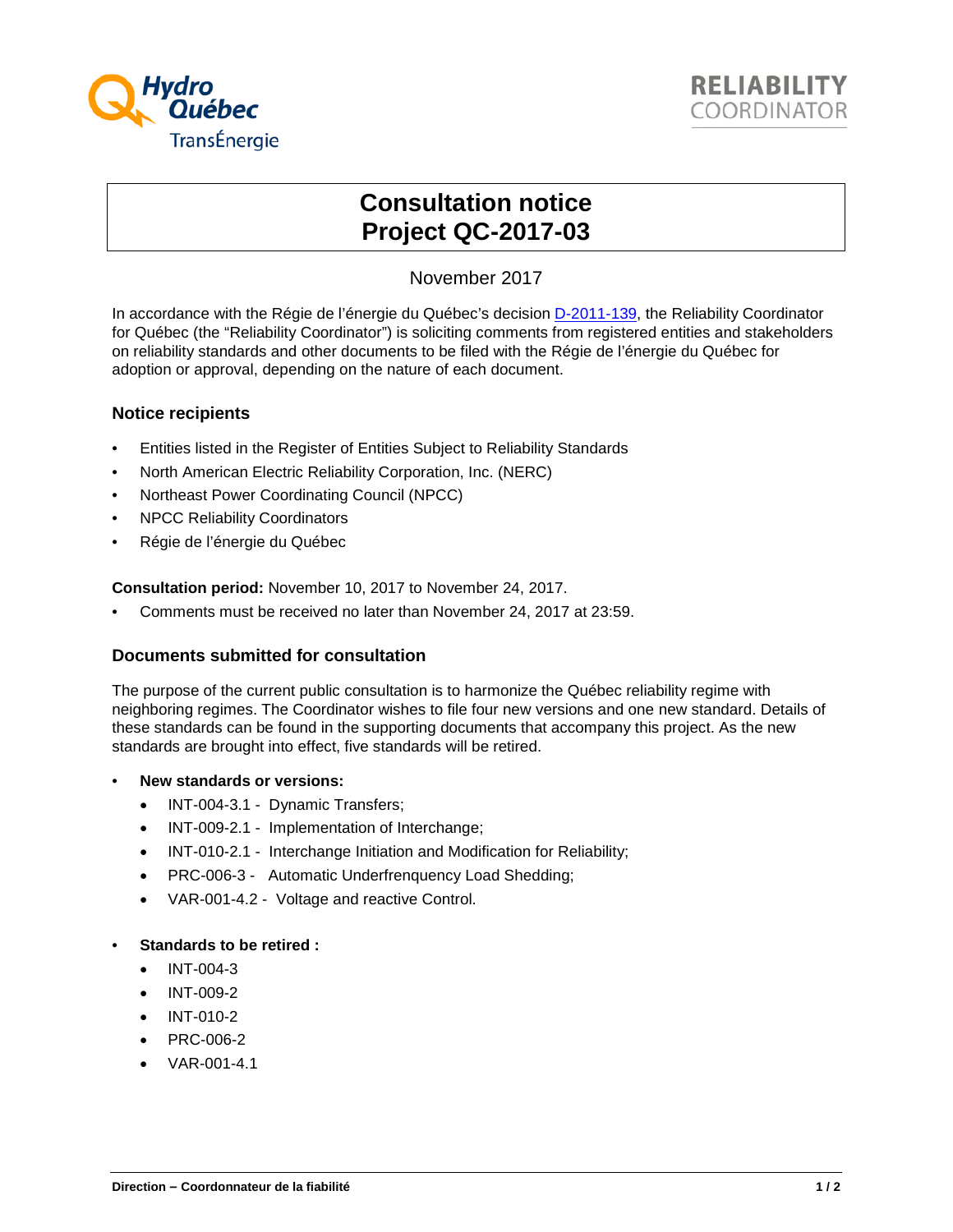# Consultation notice
# Project QC-2017-03

November 2017

In accordance with the Régie de l'énergie du Québec's decision [D-2011-139](D-2011-139), the Reliability Coordinator for Québec (the "Reliability Coordinator") is soliciting comments from registered entities and stakeholders on reliability standards and other documents to be filed with the Régie de l'énergie du Québec for adoption or approval, depending on the nature of each document.

### Notice recipients

- Entities listed in the Register of Entities Subject to Reliability Standards
- North American Electric Reliability Corporation, Inc. (NERC)
- Northeast Power Coordinating Council (NPCC)
- NPCC Reliability Coordinators
- Régie de l'énergie du Québec

**Consultation period:** November 10, 2017 to November 24, 2017.

- Comments must be received no later than November 24, 2017 at 23:59.

### Documents submitted for consultation

The purpose of the current public consultation is to harmonize the Québec reliability regime with neighboring regimes. The Coordinator wishes to file four new versions and one new standard. Details of these standards can be found in the supporting documents that accompany this project. As the new standards are brought into effect, five standards will be retired.

- **New standards or versions:**
  - INT-004-3.1 - Dynamic Transfers;
  - INT-009-2.1 - Implementation of Interchange;
  - INT-010-2.1 - Interchange Initiation and Modification for Reliability;
  - PRC-006-3 - Automatic Underfrenquency Load Shedding;
  - VAR-001-4.2 - Voltage and reactive Control.

- **Standards to be retired :**
  - INT-004-3
  - INT-009-2
  - INT-010-2
  - PRC-006-2
  - VAR-001-4.1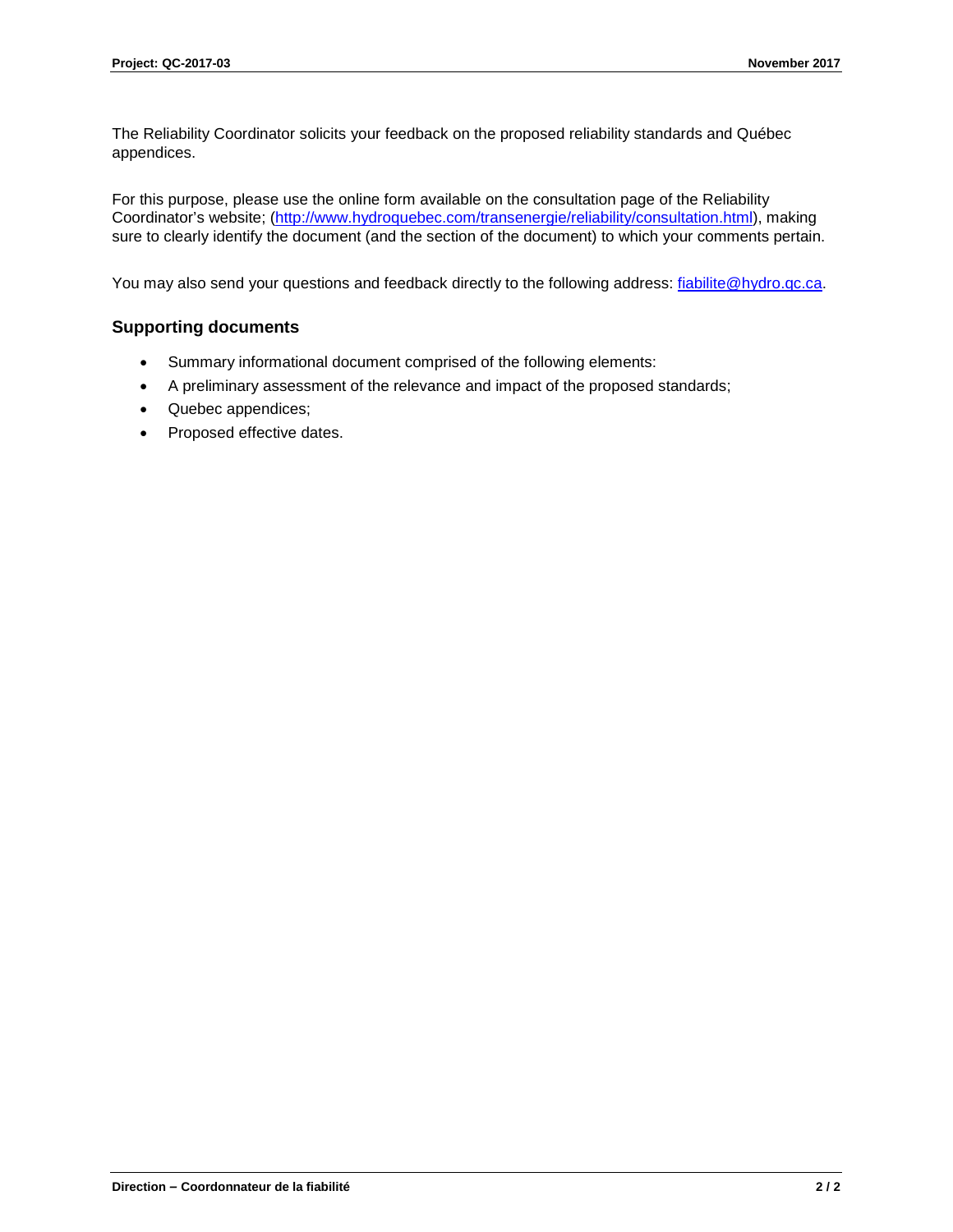The Reliability Coordinator solicits your feedback on the proposed reliability standards and Québec appendices.

For this purpose, please use the online form available on the consultation page of the Reliability Coordinator's website; (http://www.hydroquebec.com/transenergie/reliability/consultation.html), making sure to clearly identify the document (and the section of the document) to which your comments pertain.

You may also send your questions and feedback directly to the following address: fiabilite@hydro.qc.ca.

## Supporting documents

- Summary informational document comprised of the following elements:
- A preliminary assessment of the relevance and impact of the proposed standards;
- Quebec appendices;
- Proposed effective dates.